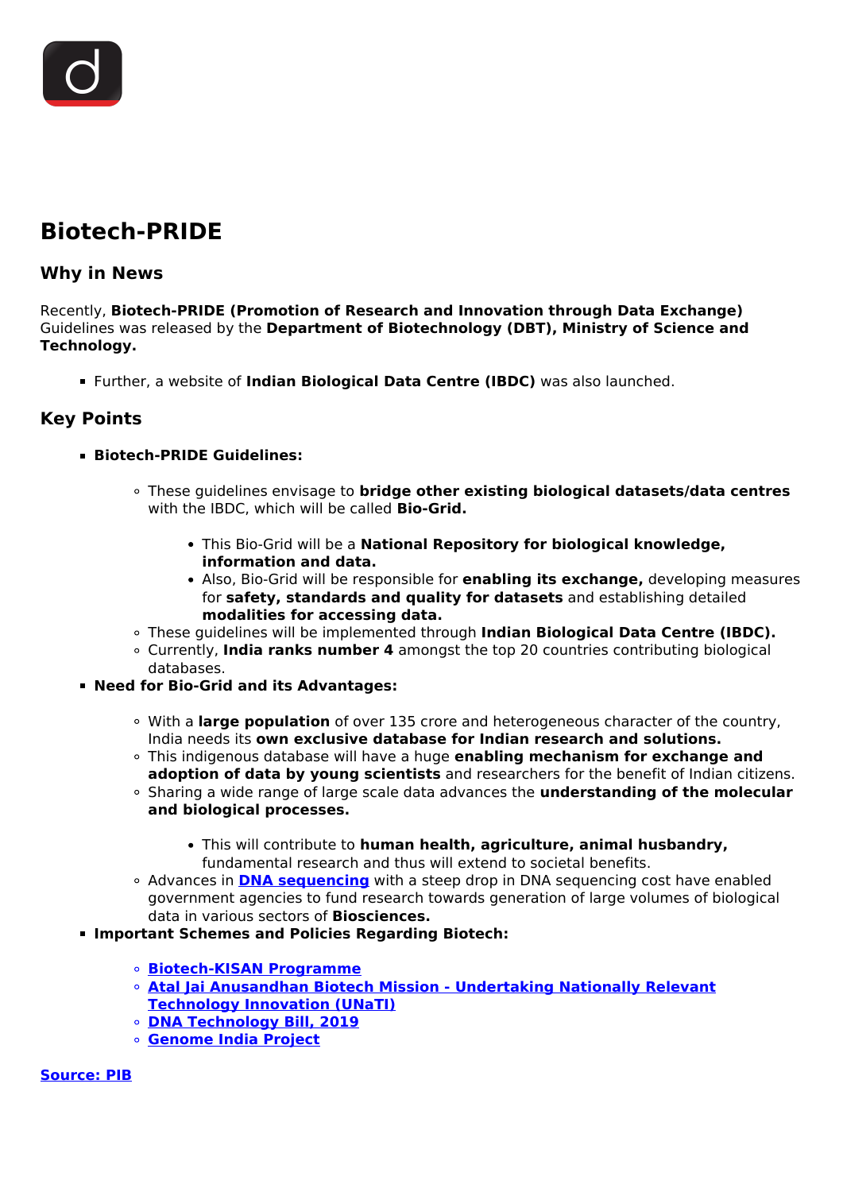# Biotech-PRIDE

## Why in News

Recently, **Biotech-PRIDE (Promotion of Research and Innovation through Data Exchange)** Guidelines was released by the **Department of Biotechnology (DBT), Ministry of Science and Technology.**

- Further, a website of **Indian Biological Data Centre (IBDC)** was also launched.

## Key Points

- **Biotech-PRIDE Guidelines:**
    - These guidelines envisage to **bridge other existing biological datasets/data centres** with the IBDC, which will be called **Bio-Grid.**
        - This Bio-Grid will be a **National Repository for biological knowledge, information and data.**
        - Also, Bio-Grid will be responsible for **enabling its exchange,** developing measures for **safety, standards and quality for datasets** and establishing detailed **modalities for accessing data.**
    - These guidelines will be implemented through **Indian Biological Data Centre (IBDC).**
    - Currently, **India ranks number 4** amongst the top 20 countries contributing biological databases.
- **Need for Bio-Grid and its Advantages:**
    - With a **large population** of over 135 crore and heterogeneous character of the country, India needs its **own exclusive database for Indian research and solutions.**
    - This indigenous database will have a huge **enabling mechanism for exchange and adoption of data by young scientists** and researchers for the benefit of Indian citizens.
    - Sharing a wide range of large scale data advances the **understanding of the molecular and biological processes.**
        - This will contribute to **human health, agriculture, animal husbandry,** fundamental research and thus will extend to societal benefits.
    - Advances in **DNA sequencing** with a steep drop in DNA sequencing cost have enabled government agencies to fund research towards generation of large volumes of biological data in various sectors of **Biosciences.**
- **Important Schemes and Policies Regarding Biotech:**
    - **Biotech-KISAN Programme**
    - **Atal Jai Anusandhan Biotech Mission - Undertaking Nationally Relevant Technology Innovation (UNaTI)**
    - **DNA Technology Bill, 2019**
    - **Genome India Project**

**Source: PIB**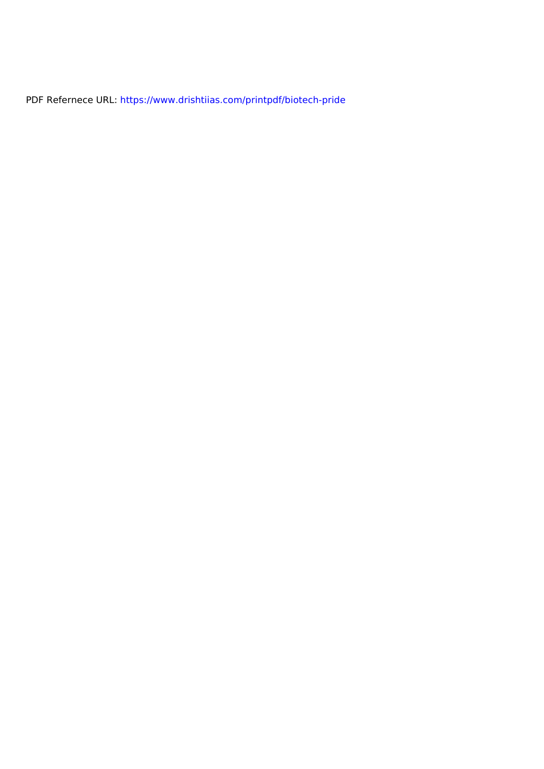PDF Refernece URL: https://www.drishtiias.com/printpdf/biotech-pride